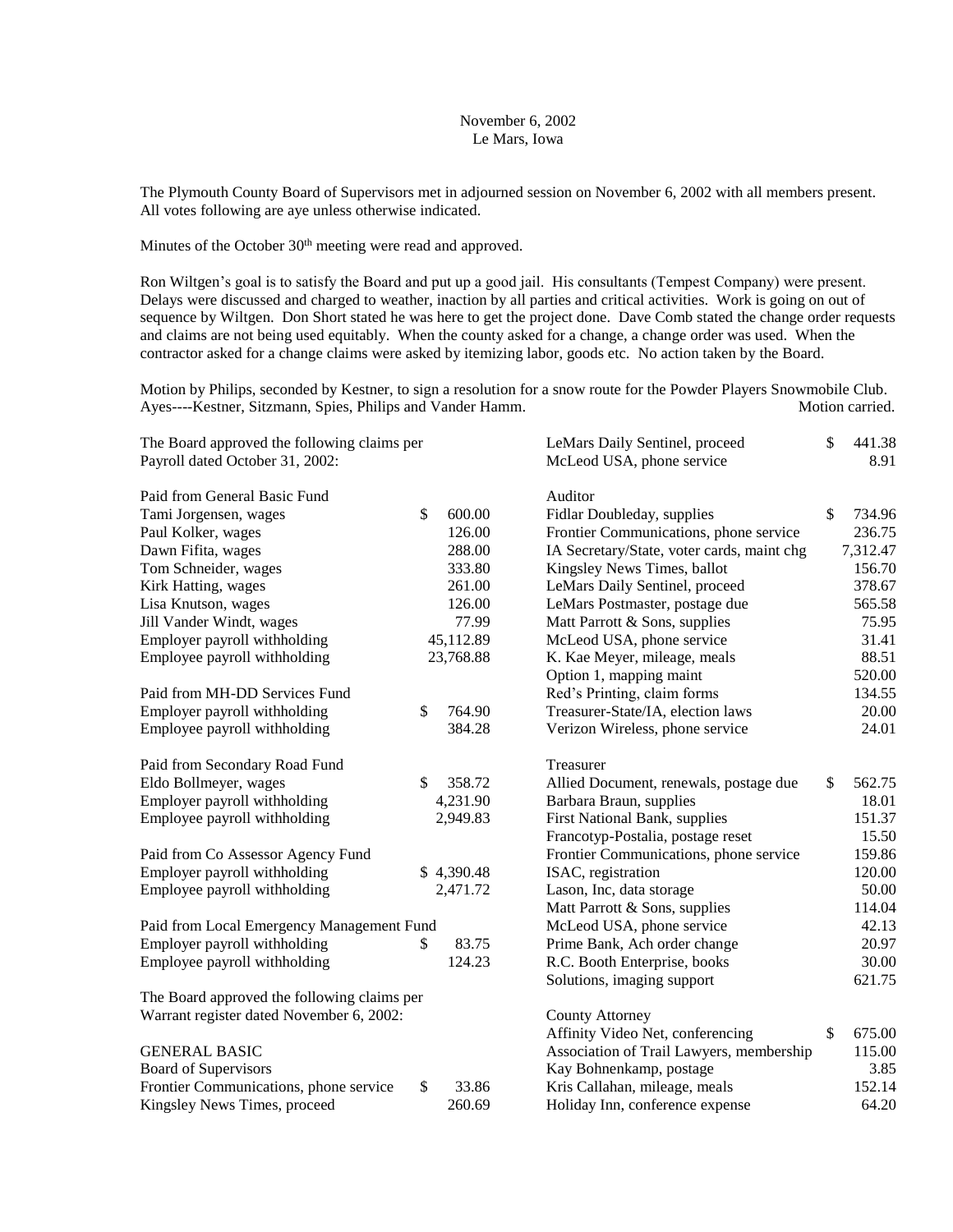November 6, 2002
Le Mars, Iowa

The Plymouth County Board of Supervisors met in adjourned session on November 6, 2002 with all members present. All votes following are aye unless otherwise indicated.

Minutes of the October 30th meeting were read and approved.

Ron Wiltgen's goal is to satisfy the Board and put up a good jail. His consultants (Tempest Company) were present. Delays were discussed and charged to weather, inaction by all parties and critical activities. Work is going on out of sequence by Wiltgen. Don Short stated he was here to get the project done. Dave Comb stated the change order requests and claims are not being used equitably. When the county asked for a change, a change order was used. When the contractor asked for a change claims were asked by itemizing labor, goods etc. No action taken by the Board.

Motion by Philips, seconded by Kestner, to sign a resolution for a snow route for the Powder Players Snowmobile Club. Ayes----Kestner, Sitzmann, Spies, Philips and Vander Hamm. Motion carried.

The Board approved the following claims per Payroll dated October 31, 2002:

| | |
|---|---|
| **Paid from General Basic Fund** | |
| Tami Jorgensen, wages | $ 600.00 |
| Paul Kolker, wages | 126.00 |
| Dawn Fifita, wages | 288.00 |
| Tom Schneider, wages | 333.80 |
| Kirk Hatting, wages | 261.00 |
| Lisa Knutson, wages | 126.00 |
| Jill Vander Windt, wages | 77.99 |
| Employer payroll withholding | 45,112.89 |
| Employee payroll withholding | 23,768.88 |
| **Paid from MH-DD Services Fund** | |
| Employer payroll withholding | $ 764.90 |
| Employee payroll withholding | 384.28 |
| **Paid from Secondary Road Fund** | |
| Eldo Bollmeyer, wages | $ 358.72 |
| Employer payroll withholding | 4,231.90 |
| Employee payroll withholding | 2,949.83 |
| **Paid from Co Assessor Agency Fund** | |
| Employer payroll withholding | $ 4,390.48 |
| Employee payroll withholding | 2,471.72 |
| **Paid from Local Emergency Management Fund** | |
| Employer payroll withholding | $ 83.75 |
| Employee payroll withholding | 124.23 |

The Board approved the following claims per Warrant register dated November 6, 2002:

GENERAL BASIC

| | |
|---|---|
| **Board of Supervisors** | |
| Frontier Communications, phone service | $ 33.86 |
| Kingsley News Times, proceed | 260.69 |
| LeMars Daily Sentinel, proceed | $ 441.38 |
| McLeod USA, phone service | 8.91 |
| **Auditor** | |
| Fidlar Doubleday, supplies | $ 734.96 |
| Frontier Communications, phone service | 236.75 |
| IA Secretary/State, voter cards, maint chg | 7,312.47 |
| Kingsley News Times, ballot | 156.70 |
| LeMars Daily Sentinel, proceed | 378.67 |
| LeMars Postmaster, postage due | 565.58 |
| Matt Parrott & Sons, supplies | 75.95 |
| McLeod USA, phone service | 31.41 |
| K. Kae Meyer, mileage, meals | 88.51 |
| Option 1, mapping maint | 520.00 |
| Red's Printing, claim forms | 134.55 |
| Treasurer-State/IA, election laws | 20.00 |
| Verizon Wireless, phone service | 24.01 |
| **Treasurer** | |
| Allied Document, renewals, postage due | $ 562.75 |
| Barbara Braun, supplies | 18.01 |
| First National Bank, supplies | 151.37 |
| Francotyp-Postalia, postage reset | 15.50 |
| Frontier Communications, phone service | 159.86 |
| ISAC, registration | 120.00 |
| Lason, Inc, data storage | 50.00 |
| Matt Parrott & Sons, supplies | 114.04 |
| McLeod USA, phone service | 42.13 |
| Prime Bank, Ach order change | 20.97 |
| R.C. Booth Enterprise, books | 30.00 |
| Solutions, imaging support | 621.75 |
| **County Attorney** | |
| Affinity Video Net, conferencing | $ 675.00 |
| Association of Trail Lawyers, membership | 115.00 |
| Kay Bohnenkamp, postage | 3.85 |
| Kris Callahan, mileage, meals | 152.14 |
| Holiday Inn, conference expense | 64.20 |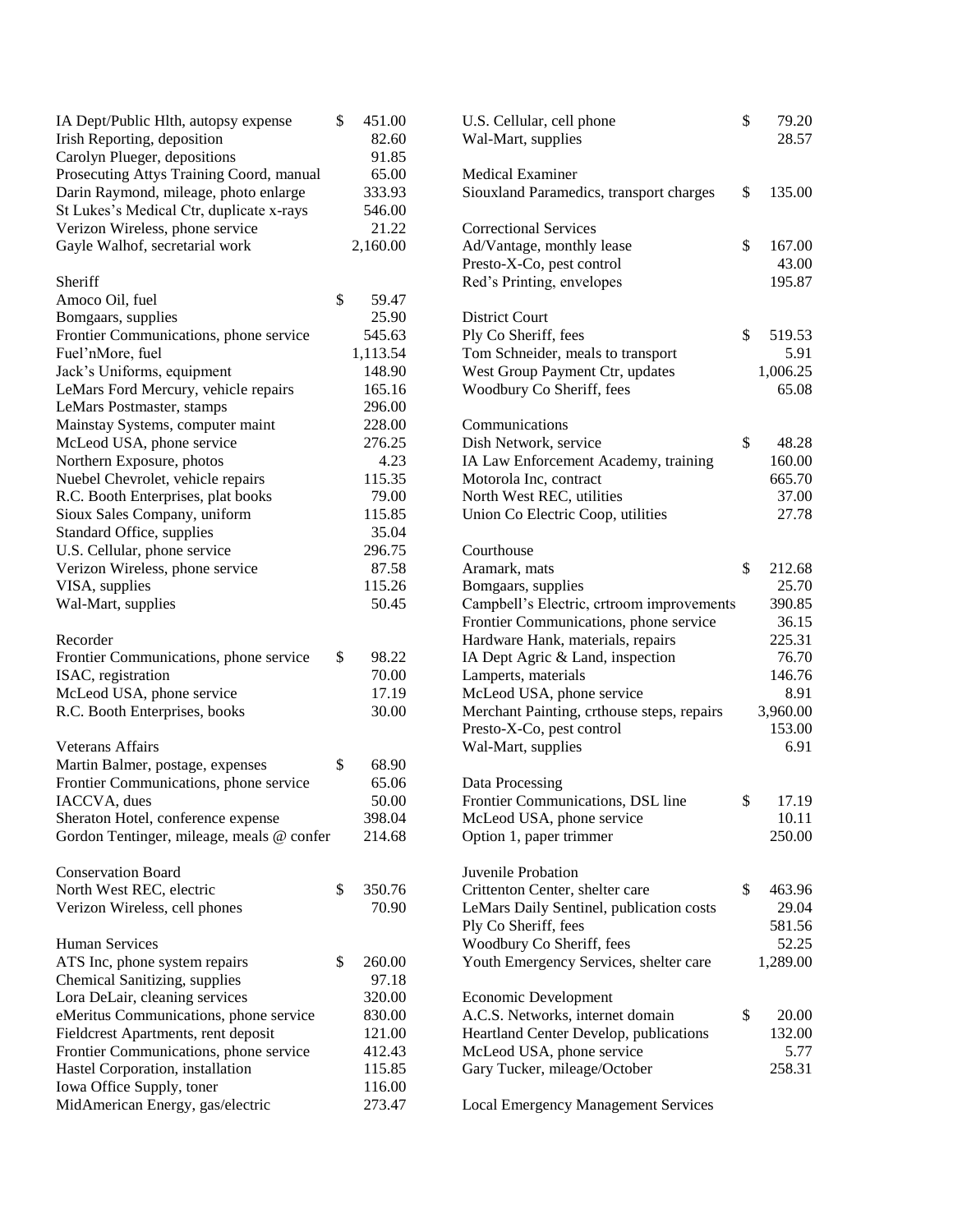| | |
|---|---|
| IA Dept/Public Hlth, autopsy expense | $ 451.00 |
| Irish Reporting, deposition | 82.60 |
| Carolyn Plueger, depositions | 91.85 |
| Prosecuting Attys Training Coord, manual | 65.00 |
| Darin Raymond, mileage, photo enlarge | 333.93 |
| St Lukes's Medical Ctr, duplicate x-rays | 546.00 |
| Verizon Wireless, phone service | 21.22 |
| Gayle Walhof, secretarial work | 2,160.00 |

Sheriff

| | |
|---|---|
| Amoco Oil, fuel | $ 59.47 |
| Bomgaars, supplies | 25.90 |
| Frontier Communications, phone service | 545.63 |
| Fuel'nMore, fuel | 1,113.54 |
| Jack's Uniforms, equipment | 148.90 |
| LeMars Ford Mercury, vehicle repairs | 165.16 |
| LeMars Postmaster, stamps | 296.00 |
| Mainstay Systems, computer maint | 228.00 |
| McLeod USA, phone service | 276.25 |
| Northern Exposure, photos | 4.23 |
| Nuebel Chevrolet, vehicle repairs | 115.35 |
| R.C. Booth Enterprises, plat books | 79.00 |
| Sioux Sales Company, uniform | 115.85 |
| Standard Office, supplies | 35.04 |
| U.S. Cellular, phone service | 296.75 |
| Verizon Wireless, phone service | 87.58 |
| VISA, supplies | 115.26 |
| Wal-Mart, supplies | 50.45 |

Recorder

| | |
|---|---|
| Frontier Communications, phone service | $ 98.22 |
| ISAC, registration | 70.00 |
| McLeod USA, phone service | 17.19 |
| R.C. Booth Enterprises, books | 30.00 |

Veterans Affairs

| | |
|---|---|
| Martin Balmer, postage, expenses | $ 68.90 |
| Frontier Communications, phone service | 65.06 |
| IACCVA, dues | 50.00 |
| Sheraton Hotel, conference expense | 398.04 |
| Gordon Tentinger, mileage, meals @ confer | 214.68 |

Conservation Board

| | |
|---|---|
| North West REC, electric | $ 350.76 |
| Verizon Wireless, cell phones | 70.90 |

Human Services

| | |
|---|---|
| ATS Inc, phone system repairs | $ 260.00 |
| Chemical Sanitizing, supplies | 97.18 |
| Lora DeLair, cleaning services | 320.00 |
| eMeritus Communications, phone service | 830.00 |
| Fieldcrest Apartments, rent deposit | 121.00 |
| Frontier Communications, phone service | 412.43 |
| Hastel Corporation, installation | 115.85 |
| Iowa Office Supply, toner | 116.00 |
| MidAmerican Energy, gas/electric | 273.47 |
| U.S. Cellular, cell phone | $ 79.20 |
| Wal-Mart, supplies | 28.57 |

Medical Examiner

| | |
|---|---|
| Siouxland Paramedics, transport charges | $ 135.00 |

Correctional Services

| | |
|---|---|
| Ad/Vantage, monthly lease | $ 167.00 |
| Presto-X-Co, pest control | 43.00 |
| Red's Printing, envelopes | 195.87 |

District Court

| | |
|---|---|
| Ply Co Sheriff, fees | $ 519.53 |
| Tom Schneider, meals to transport | 5.91 |
| West Group Payment Ctr, updates | 1,006.25 |
| Woodbury Co Sheriff, fees | 65.08 |

Communications

| | |
|---|---|
| Dish Network, service | $ 48.28 |
| IA Law Enforcement Academy, training | 160.00 |
| Motorola Inc, contract | 665.70 |
| North West REC, utilities | 37.00 |
| Union Co Electric Coop, utilities | 27.78 |

Courthouse

| | |
|---|---|
| Aramark, mats | $ 212.68 |
| Bomgaars, supplies | 25.70 |
| Campbell's Electric, crtroom improvements | 390.85 |
| Frontier Communications, phone service | 36.15 |
| Hardware Hank, materials, repairs | 225.31 |
| IA Dept Agric & Land, inspection | 76.70 |
| Lamperts, materials | 146.76 |
| McLeod USA, phone service | 8.91 |
| Merchant Painting, crthouse steps, repairs | 3,960.00 |
| Presto-X-Co, pest control | 153.00 |
| Wal-Mart, supplies | 6.91 |

Data Processing

| | |
|---|---|
| Frontier Communications, DSL line | $ 17.19 |
| McLeod USA, phone service | 10.11 |
| Option 1, paper trimmer | 250.00 |

Juvenile Probation

| | |
|---|---|
| Crittenton Center, shelter care | $ 463.96 |
| LeMars Daily Sentinel, publication costs | 29.04 |
| Ply Co Sheriff, fees | 581.56 |
| Woodbury Co Sheriff, fees | 52.25 |
| Youth Emergency Services, shelter care | 1,289.00 |

Economic Development

| | |
|---|---|
| A.C.S. Networks, internet domain | $ 20.00 |
| Heartland Center Develop, publications | 132.00 |
| McLeod USA, phone service | 5.77 |
| Gary Tucker, mileage/October | 258.31 |

Local Emergency Management Services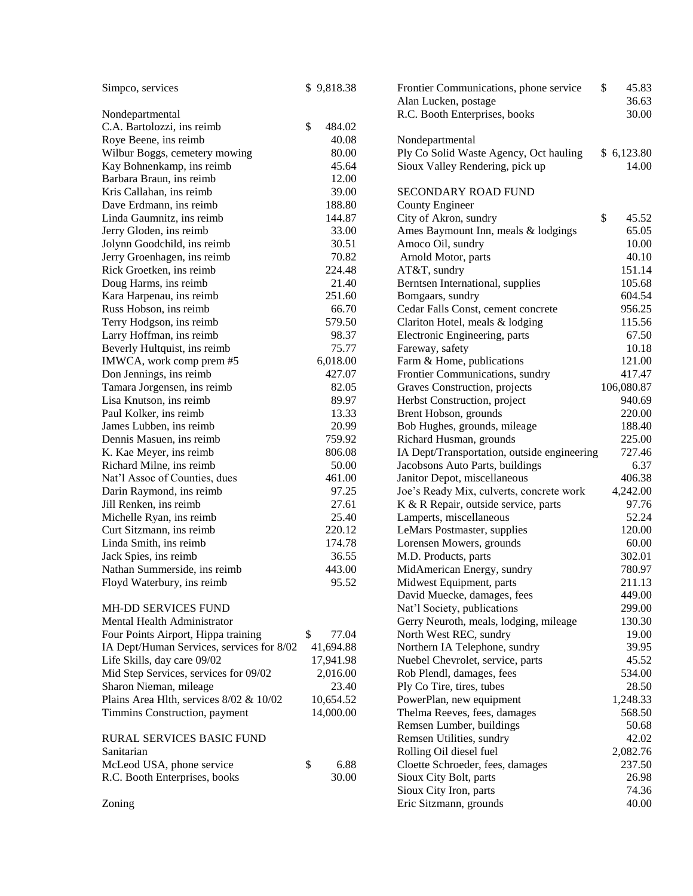| | |
|---|---|
| Simpco, services | $ 9,818.38 |
| | |
| Nondepartmental | |
| C.A. Bartolozzi, ins reimb | $ 484.02 |
| Roye Beene, ins reimb | 40.08 |
| Wilbur Boggs, cemetery mowing | 80.00 |
| Kay Bohnenkamp, ins reimb | 45.64 |
| Barbara Braun, ins reimb | 12.00 |
| Kris Callahan, ins reimb | 39.00 |
| Dave Erdmann, ins reimb | 188.80 |
| Linda Gaumnitz, ins reimb | 144.87 |
| Jerry Gloden, ins reimb | 33.00 |
| Jolynn Goodchild, ins reimb | 30.51 |
| Jerry Groenhagen, ins reimb | 70.82 |
| Rick Groetken, ins reimb | 224.48 |
| Doug Harms, ins reimb | 21.40 |
| Kara Harpenau, ins reimb | 251.60 |
| Russ Hobson, ins reimb | 66.70 |
| Terry Hodgson, ins reimb | 579.50 |
| Larry Hoffman, ins reimb | 98.37 |
| Beverly Hultquist, ins reimb | 75.77 |
| IMWCA, work comp prem #5 | 6,018.00 |
| Don Jennings, ins reimb | 427.07 |
| Tamara Jorgensen, ins reimb | 82.05 |
| Lisa Knutson, ins reimb | 89.97 |
| Paul Kolker, ins reimb | 13.33 |
| James Lubben, ins reimb | 20.99 |
| Dennis Masuen, ins reimb | 759.92 |
| K. Kae Meyer, ins reimb | 806.08 |
| Richard Milne, ins reimb | 50.00 |
| Nat'l Assoc of Counties, dues | 461.00 |
| Darin Raymond, ins reimb | 97.25 |
| Jill Renken, ins reimb | 27.61 |
| Michelle Ryan, ins reimb | 25.40 |
| Curt Sitzmann, ins reimb | 220.12 |
| Linda Smith, ins reimb | 174.78 |
| Jack Spies, ins reimb | 36.55 |
| Nathan Summerside, ins reimb | 443.00 |
| Floyd Waterbury, ins reimb | 95.52 |

MH-DD SERVICES FUND

| | |
|---|---|
| Mental Health Administrator | |
| Four Points Airport, Hippa training | $ 77.04 |
| IA Dept/Human Services, services for 8/02 | 41,694.88 |
| Life Skills, day care 09/02 | 17,941.98 |
| Mid Step Services, services for 09/02 | 2,016.00 |
| Sharon Nieman, mileage | 23.40 |
| Plains Area Hlth, services 8/02 & 10/02 | 10,654.52 |
| Timmins Construction, payment | 14,000.00 |

RURAL SERVICES BASIC FUND

| | |
|---|---|
| Sanitarian | |
| McLeod USA, phone service | $ 6.88 |
| R.C. Booth Enterprises, books | 30.00 |
| | |
| Zoning | |
| Frontier Communications, phone service | $ 45.83 |
| Alan Lucken, postage | 36.63 |
| R.C. Booth Enterprises, books | 30.00 |
| | |
| Nondepartmental | |
| Ply Co Solid Waste Agency, Oct hauling | $ 6,123.80 |
| Sioux Valley Rendering, pick up | 14.00 |

SECONDARY ROAD FUND

| | |
|---|---|
| County Engineer | |
| City of Akron, sundry | $ 45.52 |
| Ames Baymount Inn, meals & lodgings | 65.05 |
| Amoco Oil, sundry | 10.00 |
| Arnold Motor, parts | 40.10 |
| AT&T, sundry | 151.14 |
| Berntsen International, supplies | 105.68 |
| Bomgaars, sundry | 604.54 |
| Cedar Falls Const, cement concrete | 956.25 |
| Clariton Hotel, meals & lodging | 115.56 |
| Electronic Engineering, parts | 67.50 |
| Fareway, safety | 10.18 |
| Farm & Home, publications | 121.00 |
| Frontier Communications, sundry | 417.47 |
| Graves Construction, projects | 106,080.87 |
| Herbst Construction, project | 940.69 |
| Brent Hobson, grounds | 220.00 |
| Bob Hughes, grounds, mileage | 188.40 |
| Richard Husman, grounds | 225.00 |
| IA Dept/Transportation, outside engineering | 727.46 |
| Jacobsons Auto Parts, buildings | 6.37 |
| Janitor Depot, miscellaneous | 406.38 |
| Joe's Ready Mix, culverts, concrete work | 4,242.00 |
| K & R Repair, outside service, parts | 97.76 |
| Lamperts, miscellaneous | 52.24 |
| LeMars Postmaster, supplies | 120.00 |
| Lorensen Mowers, grounds | 60.00 |
| M.D. Products, parts | 302.01 |
| MidAmerican Energy, sundry | 780.97 |
| Midwest Equipment, parts | 211.13 |
| David Muecke, damages, fees | 449.00 |
| Nat'l Society, publications | 299.00 |
| Gerry Neuroth, meals, lodging, mileage | 130.30 |
| North West REC, sundry | 19.00 |
| Northern IA Telephone, sundry | 39.95 |
| Nuebel Chevrolet, service, parts | 45.52 |
| Rob Plendl, damages, fees | 534.00 |
| Ply Co Tire, tires, tubes | 28.50 |
| PowerPlan, new equipment | 1,248.33 |
| Thelma Reeves, fees, damages | 568.50 |
| Remsen Lumber, buildings | 50.68 |
| Remsen Utilities, sundry | 42.02 |
| Rolling Oil diesel fuel | 2,082.76 |
| Cloette Schroeder, fees, damages | 237.50 |
| Sioux City Bolt, parts | 26.98 |
| Sioux City Iron, parts | 74.36 |
| Eric Sitzmann, grounds | 40.00 |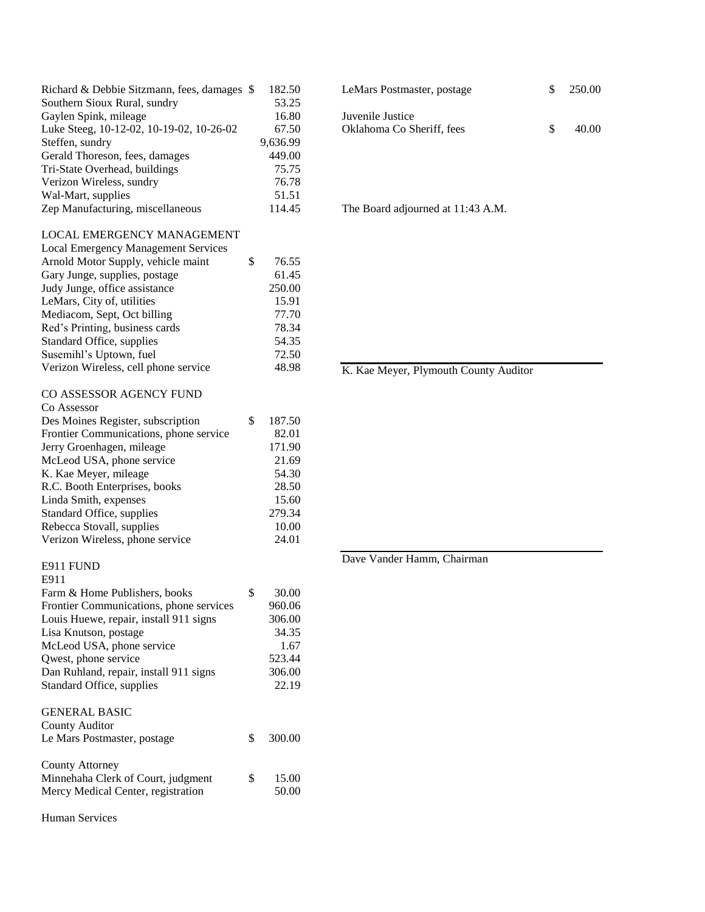| | |
|---|---|
| Richard & Debbie Sitzmann, fees, damages | $ 182.50 |
| Southern Sioux Rural, sundry | 53.25 |
| Gaylen Spink, mileage | 16.80 |
| Luke Steeg, 10-12-02, 10-19-02, 10-26-02 | 67.50 |
| Steffen, sundry | 9,636.99 |
| Gerald Thoreson, fees, damages | 449.00 |
| Tri-State Overhead, buildings | 75.75 |
| Verizon Wireless, sundry | 76.78 |
| Wal-Mart, supplies | 51.51 |
| Zep Manufacturing, miscellaneous | 114.45 |

LOCAL EMERGENCY MANAGEMENT

Local Emergency Management Services

| | |
|---|---|
| Arnold Motor Supply, vehicle maint | $ 76.55 |
| Gary Junge, supplies, postage | 61.45 |
| Judy Junge, office assistance | 250.00 |
| LeMars, City of, utilities | 15.91 |
| Mediacom, Sept, Oct billing | 77.70 |
| Red's Printing, business cards | 78.34 |
| Standard Office, supplies | 54.35 |
| Susemihl's Uptown, fuel | 72.50 |
| Verizon Wireless, cell phone service | 48.98 |

CO ASSESSOR AGENCY FUND

Co Assessor

| | |
|---|---|
| Des Moines Register, subscription | $ 187.50 |
| Frontier Communications, phone service | 82.01 |
| Jerry Groenhagen, mileage | 171.90 |
| McLeod USA, phone service | 21.69 |
| K. Kae Meyer, mileage | 54.30 |
| R.C. Booth Enterprises, books | 28.50 |
| Linda Smith, expenses | 15.60 |
| Standard Office, supplies | 279.34 |
| Rebecca Stovall, supplies | 10.00 |
| Verizon Wireless, phone service | 24.01 |

E911 FUND

E911

| | |
|---|---|
| Farm & Home Publishers, books | $ 30.00 |
| Frontier Communications, phone services | 960.06 |
| Louis Huewe, repair, install 911 signs | 306.00 |
| Lisa Knutson, postage | 34.35 |
| McLeod USA, phone service | 1.67 |
| Qwest, phone service | 523.44 |
| Dan Ruhland, repair, install 911 signs | 306.00 |
| Standard Office, supplies | 22.19 |

GENERAL BASIC

County Auditor

| | |
|---|---|
| Le Mars Postmaster, postage | $ 300.00 |

County Attorney

| | |
|---|---|
| Minnehaha Clerk of Court, judgment | $ 15.00 |
| Mercy Medical Center, registration | 50.00 |

Human Services

| | |
|---|---|
| LeMars Postmaster, postage | $ 250.00 |

Juvenile Justice

| | |
|---|---|
| Oklahoma Co Sheriff, fees | $ 40.00 |

The Board adjourned at 11:43 A.M.

K. Kae Meyer, Plymouth County Auditor

Dave Vander Hamm, Chairman